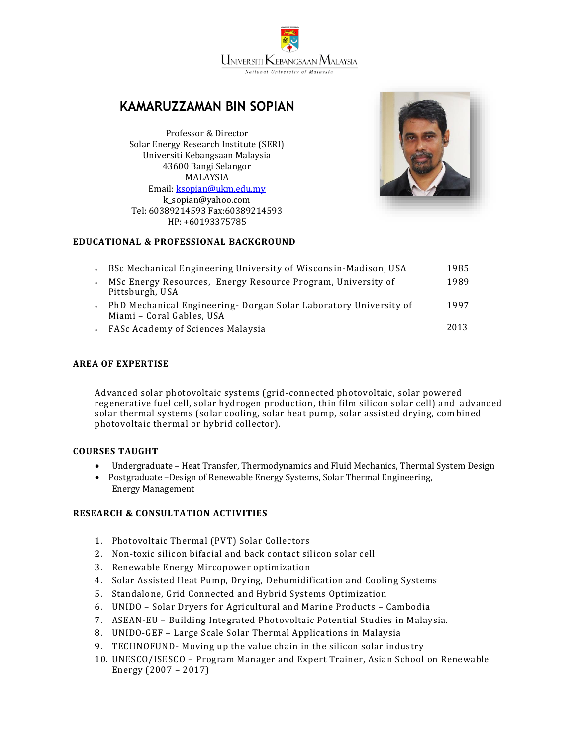UNIVERSITI KEBANGSAAN MALAYSIA
*National University of Malaysia*

# KAMARUZZAMAN BIN SOPIAN

Professor & Director
Solar Energy Research Institute (SERI)
Universiti Kebangsaan Malaysia
43600 Bangi Selangor
MALAYSIA
Email: ksopian@ukm.edu.my
k_sopian@yahoo.com
Tel: 60389214593 Fax:60389214593
HP: +60193375785

## EDUCATIONAL & PROFESSIONAL BACKGROUND

- BSc Mechanical Engineering University of Wisconsin-Madison, USA — 1985
- MSc Energy Resources, Energy Resource Program, University of Pittsburgh, USA — 1989
- PhD Mechanical Engineering- Dorgan Solar Laboratory University of Miami – Coral Gables, USA — 1997
- FASc Academy of Sciences Malaysia — 2013

## AREA OF EXPERTISE

Advanced solar photovoltaic systems (grid-connected photovoltaic, solar powered regenerative fuel cell, solar hydrogen production, thin film silicon solar cell) and advanced solar thermal systems (solar cooling, solar heat pump, solar assisted drying, combined photovoltaic thermal or hybrid collector).

## COURSES TAUGHT

- Undergraduate – Heat Transfer, Thermodynamics and Fluid Mechanics, Thermal System Design
- Postgraduate –Design of Renewable Energy Systems, Solar Thermal Engineering, Energy Management

## RESEARCH & CONSULTATION ACTIVITIES

1. Photovoltaic Thermal (PVT) Solar Collectors
2. Non-toxic silicon bifacial and back contact silicon solar cell
3. Renewable Energy Mircopower optimization
4. Solar Assisted Heat Pump, Drying, Dehumidification and Cooling Systems
5. Standalone, Grid Connected and Hybrid Systems Optimization
6. UNIDO – Solar Dryers for Agricultural and Marine Products – Cambodia
7. ASEAN-EU – Building Integrated Photovoltaic Potential Studies in Malaysia.
8. UNIDO-GEF – Large Scale Solar Thermal Applications in Malaysia
9. TECHNOFUND- Moving up the value chain in the silicon solar industry
10. UNESCO/ISESCO – Program Manager and Expert Trainer, Asian School on Renewable Energy (2007 – 2017)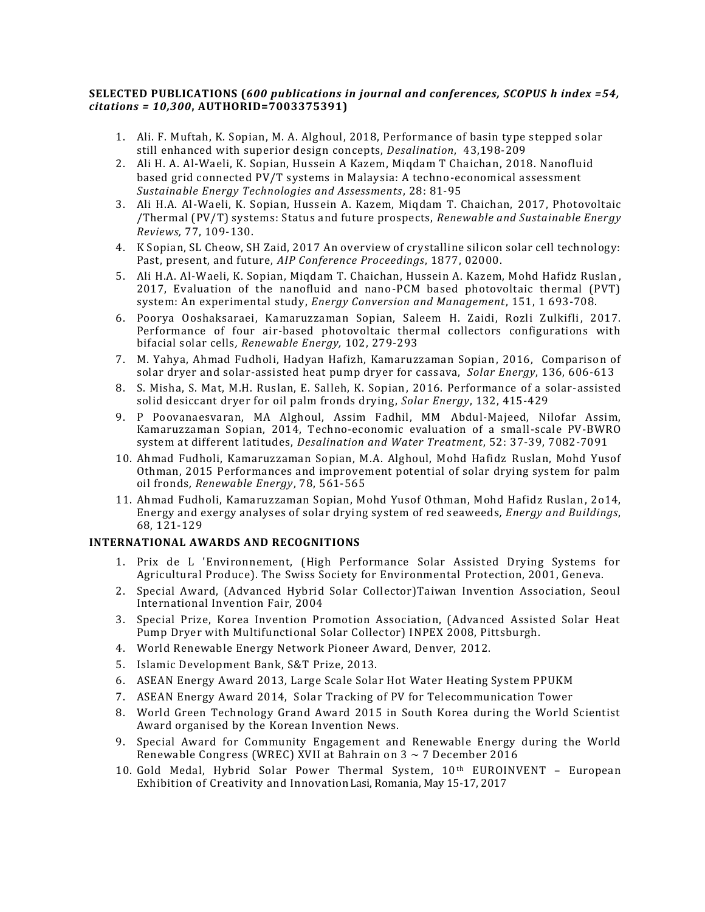**SELECTED PUBLICATIONS (*600 publications in journal and conferences, SCOPUS h index =54, citations = 10,300*, AUTHORID=7003375391)**

1. Ali. F. Muftah, K. Sopian, M. A. Alghoul, 2018, Performance of basin type stepped solar still enhanced with superior design concepts, *Desalination*, 43,198-209
2. Ali H. A. Al-Waeli, K. Sopian, Hussein A Kazem, Miqdam T Chaichan, 2018. Nanofluid based grid connected PV/T systems in Malaysia: A techno-economical assessment *Sustainable Energy Technologies and Assessments*, 28: 81-95
3. Ali H.A. Al-Waeli, K. Sopian, Hussein A. Kazem, Miqdam T. Chaichan, 2017, Photovoltaic /Thermal (PV/T) systems: Status and future prospects, *Renewable and Sustainable Energy Reviews,* 77, 109-130.
4. K Sopian, SL Cheow, SH Zaid, 2017 An overview of crystalline silicon solar cell technology: Past, present, and future, *AIP Conference Proceedings*, 1877, 02000.
5. Ali H.A. Al-Waeli, K. Sopian, Miqdam T. Chaichan, Hussein A. Kazem, Mohd Hafidz Ruslan, 2017, Evaluation of the nanofluid and nano-PCM based photovoltaic thermal (PVT) system: An experimental study, *Energy Conversion and Management*, 151, 1 693-708.
6. Poorya Ooshaksaraei, Kamaruzzaman Sopian, Saleem H. Zaidi, Rozli Zulkifli, 2017. Performance of four air-based photovoltaic thermal collectors configurations with bifacial solar cells*, Renewable Energy,* 102, 279-293
7. M. Yahya, Ahmad Fudholi, Hadyan Hafizh, Kamaruzzaman Sopian, 2016, Comparison of solar dryer and solar-assisted heat pump dryer for cassava, *Solar Energy*, 136, 606-613
8. S. Misha, S. Mat, M.H. Ruslan, E. Salleh, K. Sopian, 2016. Performance of a solar-assisted solid desiccant dryer for oil palm fronds drying, *Solar Energy*, 132, 415-429
9. P Poovanaesvaran, MA Alghoul, Assim Fadhil, MM Abdul-Majeed, Nilofar Assim, Kamaruzzaman Sopian, 2014, Techno-economic evaluation of a small-scale PV-BWRO system at different latitudes, *Desalination and Water Treatment*, 52: 37-39, 7082-7091
10. Ahmad Fudholi, Kamaruzzaman Sopian, M.A. Alghoul, Mohd Hafidz Ruslan, Mohd Yusof Othman, 2015 Performances and improvement potential of solar drying system for palm oil fronds*, Renewable Energy*, 78, 561-565
11. Ahmad Fudholi, Kamaruzzaman Sopian, Mohd Yusof Othman, Mohd Hafidz Ruslan, 2o14, Energy and exergy analyses of solar drying system of red seaweeds*, Energy and Buildings*, 68, 121-129

**INTERNATIONAL AWARDS AND RECOGNITIONS**

1. Prix de L 'Environnement, (High Performance Solar Assisted Drying Systems for Agricultural Produce). The Swiss Society for Environmental Protection, 2001, Geneva.
2. Special Award, (Advanced Hybrid Solar Collector)Taiwan Invention Association, Seoul International Invention Fair, 2004
3. Special Prize, Korea Invention Promotion Association, (Advanced Assisted Solar Heat Pump Dryer with Multifunctional Solar Collector) INPEX 2008, Pittsburgh.
4. World Renewable Energy Network Pioneer Award, Denver, 2012.
5. Islamic Development Bank, S&T Prize, 2013.
6. ASEAN Energy Award 2013, Large Scale Solar Hot Water Heating System PPUKM
7. ASEAN Energy Award 2014, Solar Tracking of PV for Telecommunication Tower
8. World Green Technology Grand Award 2015 in South Korea during the World Scientist Award organised by the Korean Invention News.
9. Special Award for Community Engagement and Renewable Energy during the World Renewable Congress (WREC) XVII at Bahrain on 3 ~ 7 December 2016
10. Gold Medal, Hybrid Solar Power Thermal System, 10th EUROINVENT – European Exhibition of Creativity and Innovation Lasi, Romania, May 15-17, 2017